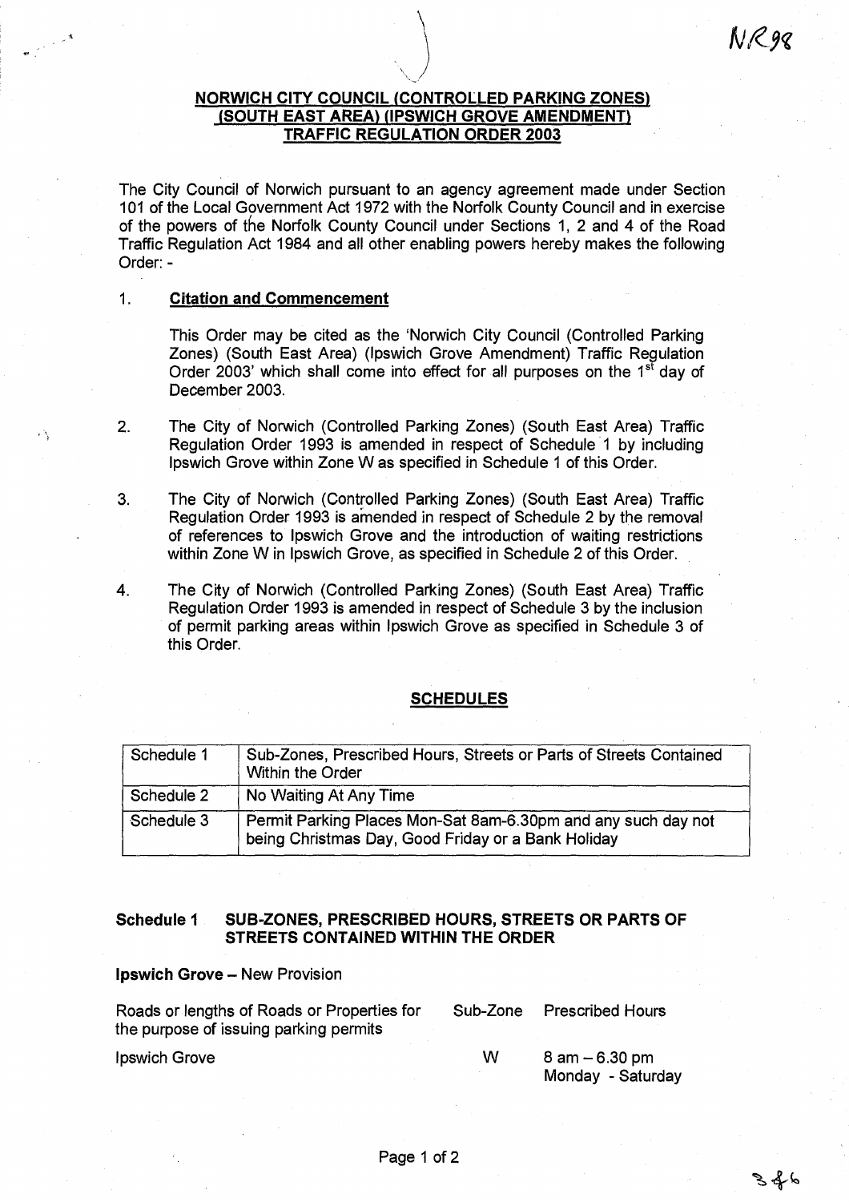# NORWICH CITY COUNCIL (CONTROLLED PARKING ZONES) (SOUTH EAST AREA) (IPSWICH GROVE AMENDMENT) TRAFFIC REGULATION ORDER 2003

The City Council of Norwich pursuant to an agency agreement made under Section 101 of the Local Government Act 1972 with the Norfolk County Council and in exercise of the powers of the Norfolk County Council under Sections 1, 2 and 4 of the Road Traffic Regulation Act 1984 and all other enabling powers hereby makes the following Order: -

1. **Citation and Commencement**

   This Order may be cited as the 'Norwich City Council (Controlled Parking Zones) (South East Area) (Ipswich Grove Amendment) Traffic Regulation Order 2003' which shall come into effect for all purposes on the 1st day of December 2003.

2. The City of Norwich (Controlled Parking Zones) (South East Area) Traffic Regulation Order 1993 is amended in respect of Schedule 1 by including Ipswich Grove within Zone W as specified in Schedule 1 of this Order.

3. The City of Norwich (Controlled Parking Zones) (South East Area) Traffic Regulation Order 1993 is amended in respect of Schedule 2 by the removal of references to Ipswich Grove and the introduction of waiting restrictions within Zone W in Ipswich Grove, as specified in Schedule 2 of this Order.

4. The City of Norwich (Controlled Parking Zones) (South East Area) Traffic Regulation Order 1993 is amended in respect of Schedule 3 by the inclusion of permit parking areas within Ipswich Grove as specified in Schedule 3 of this Order.

## SCHEDULES

| Schedule 1 | Sub-Zones, Prescribed Hours, Streets or Parts of Streets Contained Within the Order |
|---|---|
| Schedule 2 | No Waiting At Any Time |
| Schedule 3 | Permit Parking Places Mon-Sat 8am-6.30pm and any such day not being Christmas Day, Good Friday or a Bank Holiday |

### Schedule 1 SUB-ZONES, PRESCRIBED HOURS, STREETS OR PARTS OF STREETS CONTAINED WITHIN THE ORDER

**Ipswich Grove** – New Provision

| Roads or lengths of Roads or Properties for the purpose of issuing parking permits | Sub-Zone | Prescribed Hours |
|---|---|---|
| Ipswich Grove | W | 8 am – 6.30 pm Monday - Saturday |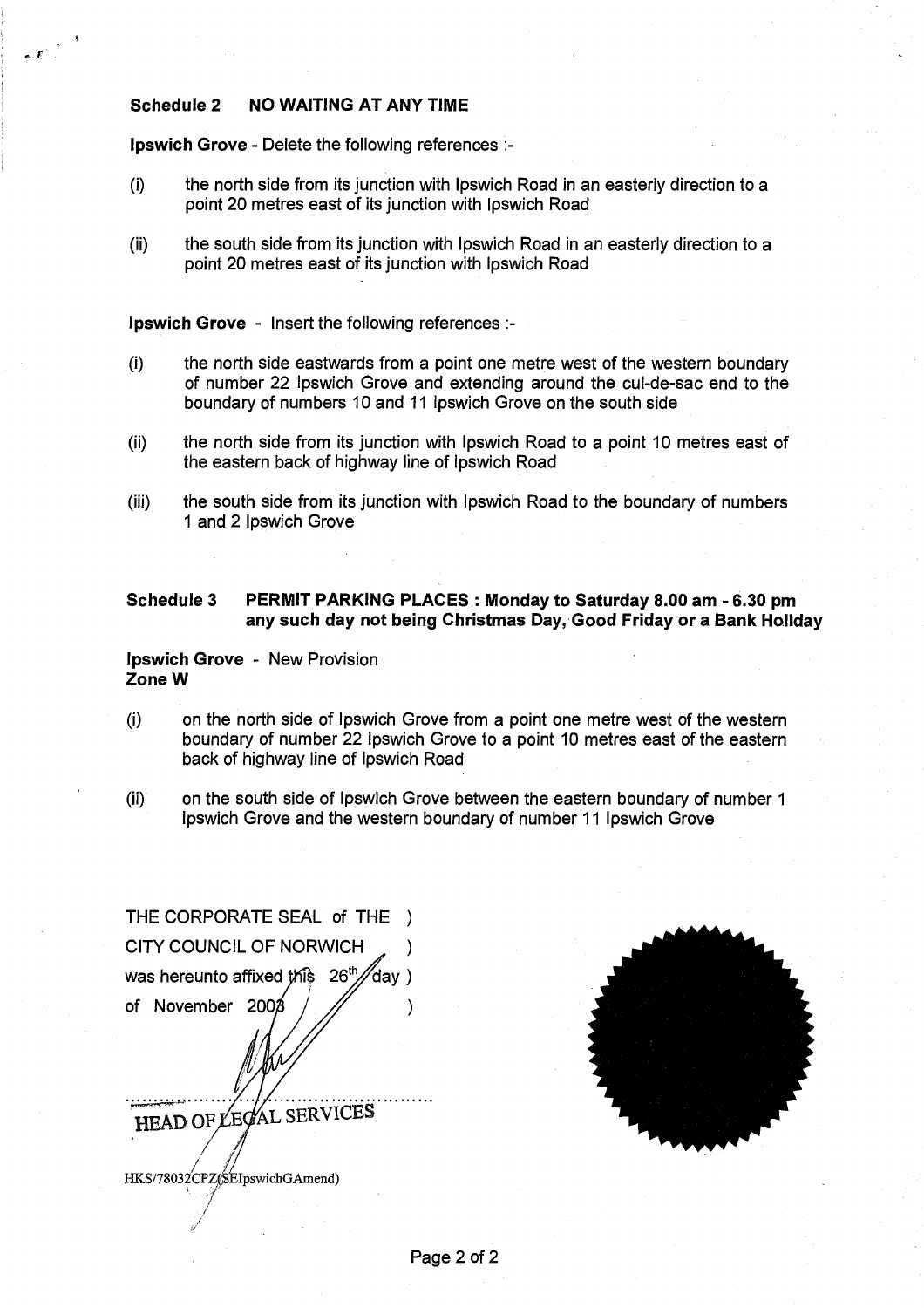## Schedule 2 NO WAITING AT ANY TIME

**Ipswich Grove** - Delete the following references :-

(i) the north side from its junction with Ipswich Road in an easterly direction to a point 20 metres east of its junction with Ipswich Road

(ii) the south side from its junction with Ipswich Road in an easterly direction to a point 20 metres east of its junction with Ipswich Road

**Ipswich Grove** - Insert the following references :-

(i) the north side eastwards from a point one metre west of the western boundary of number 22 Ipswich Grove and extending around the cul-de-sac end to the boundary of numbers 10 and 11 Ipswich Grove on the south side

(ii) the north side from its junction with Ipswich Road to a point 10 metres east of the eastern back of highway line of Ipswich Road

(iii) the south side from its junction with Ipswich Road to the boundary of numbers 1 and 2 Ipswich Grove

## Schedule 3 PERMIT PARKING PLACES : Monday to Saturday 8.00 am - 6.30 pm any such day not being Christmas Day, Good Friday or a Bank Holiday

**Ipswich Grove** - New Provision
**Zone W**

(i) on the north side of Ipswich Grove from a point one metre west of the western boundary of number 22 Ipswich Grove to a point 10 metres east of the eastern back of highway line of Ipswich Road

(ii) on the south side of Ipswich Grove between the eastern boundary of number 1 Ipswich Grove and the western boundary of number 11 Ipswich Grove

THE CORPORATE SEAL of THE )
CITY COUNCIL OF NORWICH )
was hereunto affixed this 26th day )
of November 2003 )

..........................................
HEAD OF LEGAL SERVICES

HKS/78032CPZ(SEIpswichGAmend)